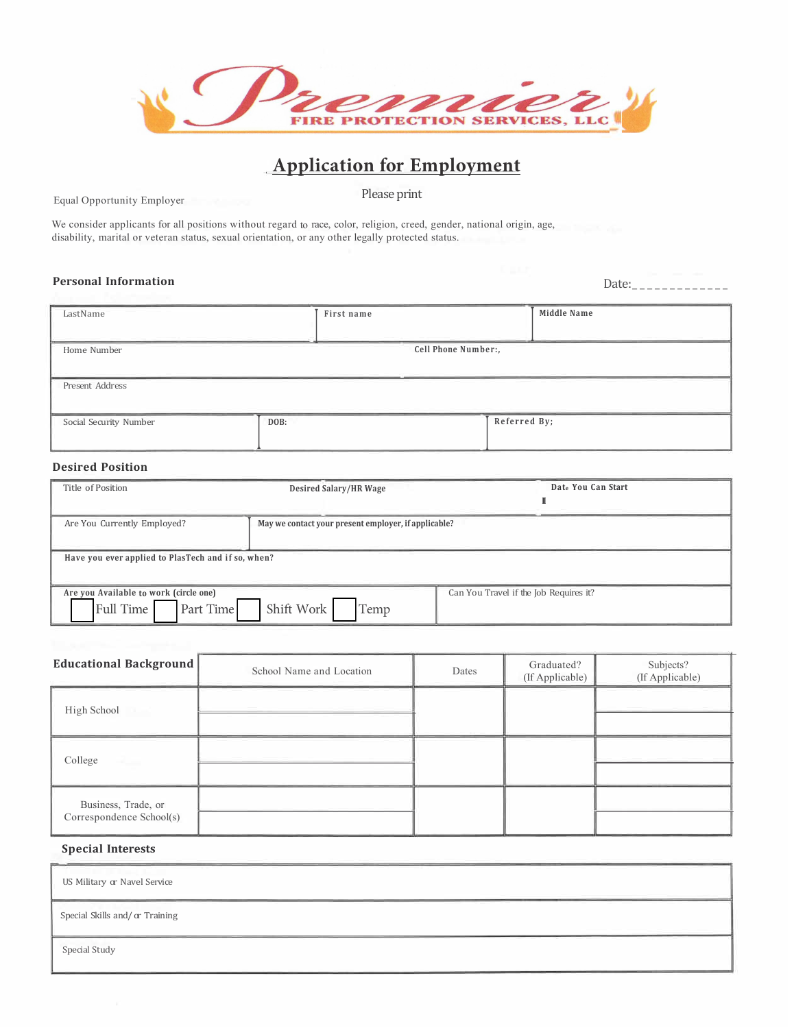**Premier FIRE PROTECTION SERVICES, LLC**

# Application for Employment

Please print

Equal Opportunity Employer

We consider applicants for all positions without regard to race, color, religion, creed, gender, national origin, age, disability, marital or veteran status, sexual orientation, or any other legally protected status.

## Personal Information

Date:_____________

| LastName | First name | Middle Name |
|---|---|---|
| | | |

| Home Number | Cell Phone Number:, |
|---|---|
| | |

| Present Address |
|---|
| |

| Social Security Number | DOB: | Referred By; |
|---|---|---|
| | | |

## Desired Position

| Title of Position | Desired Salary/HR Wage | Date You Can Start |
|---|---|---|
| | | |

| Are You Currently Employed? | May we contact your present employer, if applicable? |
|---|---|
| | |

| Have you ever applied to PlasTech and if so, when? |
|---|
| |

| Are you Available to work (circle one) | Can You Travel if the Job Requires it? |
|---|---|
| ☐ Full Time ☐ Part Time ☐ Shift Work ☐ Temp | |

## Educational Background

| | School Name and Location | Dates | Graduated? (If Applicable) | Subjects? (If Applicable) |
|---|---|---|---|---|
| High School | | | | |
| College | | | | |
| Business, Trade, or Correspondence School(s) | | | | |

## Special Interests

| US Military or Navel Service |
|---|
| Special Skills and/ or Training |
| Special Study |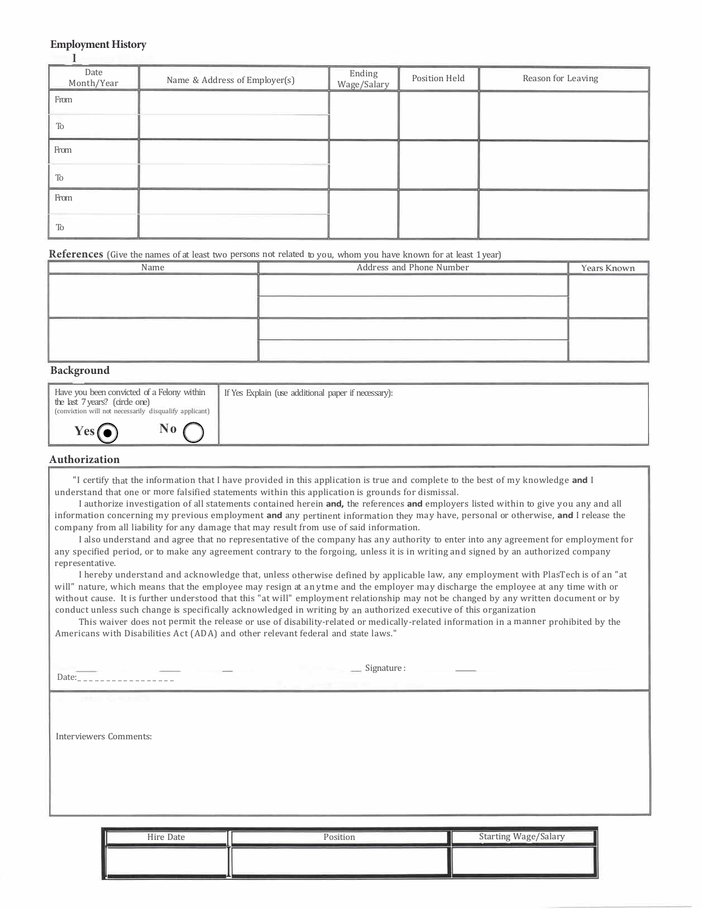## Employment History

| Date Month/Year | Name & Address of Employer(s) | Ending Wage/Salary | Position Held | Reason for Leaving |
|---|---|---|---|---|
| From | | | | |
| To | | | | |
| From | | | | |
| To | | | | |
| From | | | | |
| To | | | | |

## References

(Give the names of at least two persons not related to you, whom you have known for at least 1 year)

| Name | Address and Phone Number | Years Known |
|---|---|---|
| | | |
| | | |
| | | |
| | | |

## Background

| Have you been convicted of a Felony within the last 7 years? (circle one) (conviction will not necessarily disqualify applicant) | If Yes Explain (use additional paper if necessary): |
|---|---|
| Yes ◉ No ◯ | |

## Authorization

"I certify that the information that I have provided in this application is true and complete to the best of my knowledge **and** I understand that one or more falsified statements within this application is grounds for dismissal.

I authorize investigation of all statements contained herein **and,** the references **and** employers listed within to give you any and all information concerning my previous employment **and** any pertinent information they may have, personal or otherwise, **and** I release the company from all liability for any damage that may result from use of said information.

I also understand and agree that no representative of the company has any authority to enter into any agreement for employment for any specified period, or to make any agreement contrary to the forgoing, unless it is in writing and signed by an authorized company representative.

I hereby understand and acknowledge that, unless otherwise defined by applicable law, any employment with PlasTech is of an "at will" nature, which means that the employee may resign at anytme and the employer may discharge the employee at any time with or without cause. It is further understood that this "at will" employment relationship may not be changed by any written document or by conduct unless such change is specifically acknowledged in writing by an authorized executive of this organization

This waiver does not permit the release or use of disability-related or medically-related information in a manner prohibited by the Americans with Disabilities Act (ADA) and other relevant federal and state laws."

Signature : ____

Date:________________

Interviewers Comments:

| Hire Date | Position | Starting Wage/Salary |
|---|---|---|
| | | |